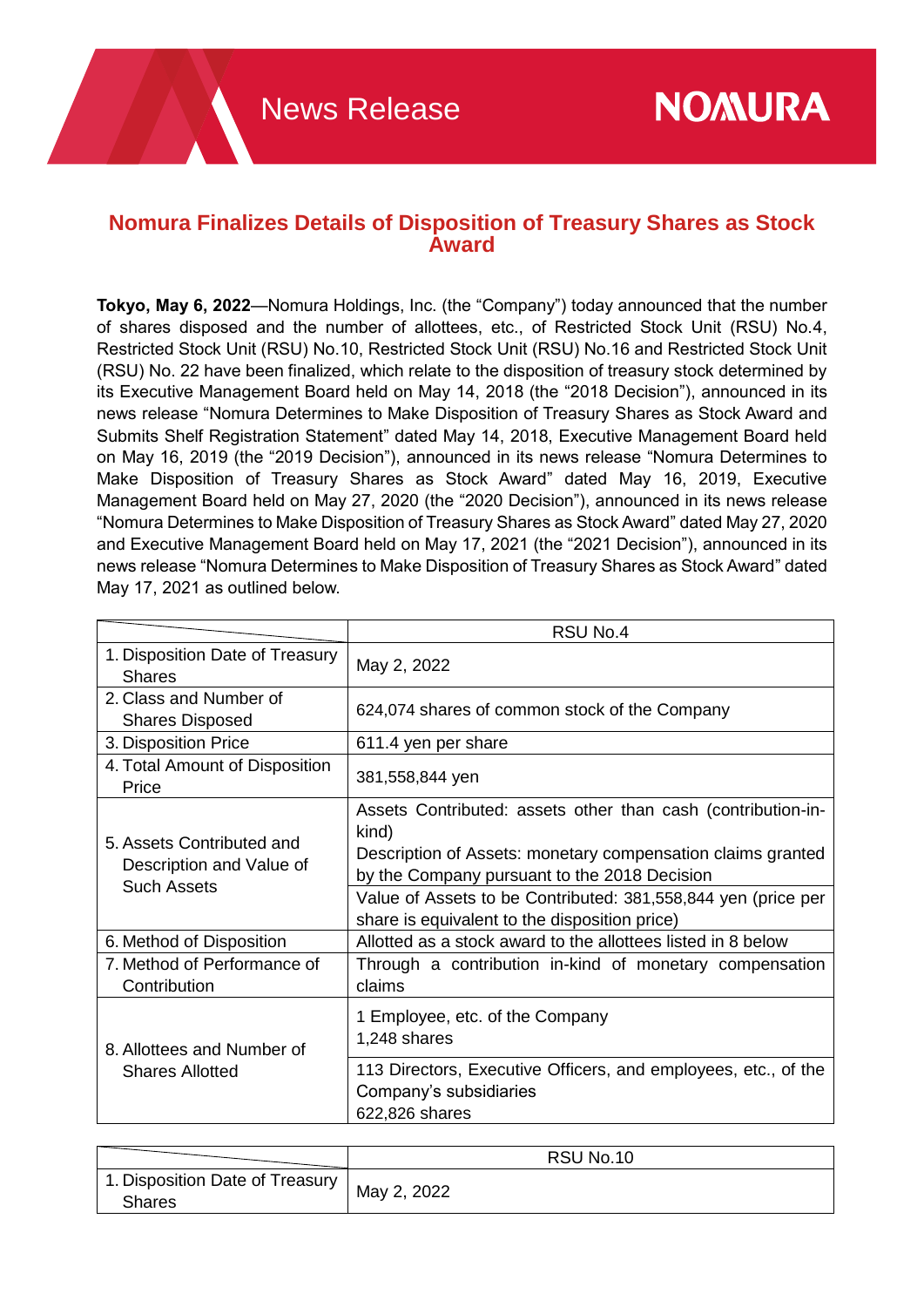# Nomura Finalizes Details of Disposition of Treasury Shares as Stock Award

**Tokyo, May 6, 2022**—Nomura Holdings, Inc. (the "Company") today announced that the number of shares disposed and the number of allottees, etc., of Restricted Stock Unit (RSU) No.4, Restricted Stock Unit (RSU) No.10, Restricted Stock Unit (RSU) No.16 and Restricted Stock Unit (RSU) No. 22 have been finalized, which relate to the disposition of treasury stock determined by its Executive Management Board held on May 14, 2018 (the "2018 Decision"), announced in its news release "Nomura Determines to Make Disposition of Treasury Shares as Stock Award and Submits Shelf Registration Statement" dated May 14, 2018, Executive Management Board held on May 16, 2019 (the "2019 Decision"), announced in its news release "Nomura Determines to Make Disposition of Treasury Shares as Stock Award" dated May 16, 2019, Executive Management Board held on May 27, 2020 (the "2020 Decision"), announced in its news release "Nomura Determines to Make Disposition of Treasury Shares as Stock Award" dated May 27, 2020 and Executive Management Board held on May 17, 2021 (the "2021 Decision"), announced in its news release "Nomura Determines to Make Disposition of Treasury Shares as Stock Award" dated May 17, 2021 as outlined below.

| | RSU No.4 |
|---|---|
| 1. Disposition Date of Treasury Shares | May 2, 2022 |
| 2. Class and Number of Shares Disposed | 624,074 shares of common stock of the Company |
| 3. Disposition Price | 611.4 yen per share |
| 4. Total Amount of Disposition Price | 381,558,844 yen |
| 5. Assets Contributed and Description and Value of Such Assets | Assets Contributed: assets other than cash (contribution-in-kind)<br>Description of Assets: monetary compensation claims granted by the Company pursuant to the 2018 Decision |
| | Value of Assets to be Contributed: 381,558,844 yen (price per share is equivalent to the disposition price) |
| 6. Method of Disposition | Allotted as a stock award to the allottees listed in 8 below |
| 7. Method of Performance of Contribution | Through a contribution in-kind of monetary compensation claims |
| 8. Allottees and Number of Shares Allotted | 1 Employee, etc. of the Company<br>1,248 shares |
| | 113 Directors, Executive Officers, and employees, etc., of the Company's subsidiaries<br>622,826 shares |

| | RSU No.10 |
|---|---|
| 1. Disposition Date of Treasury Shares | May 2, 2022 |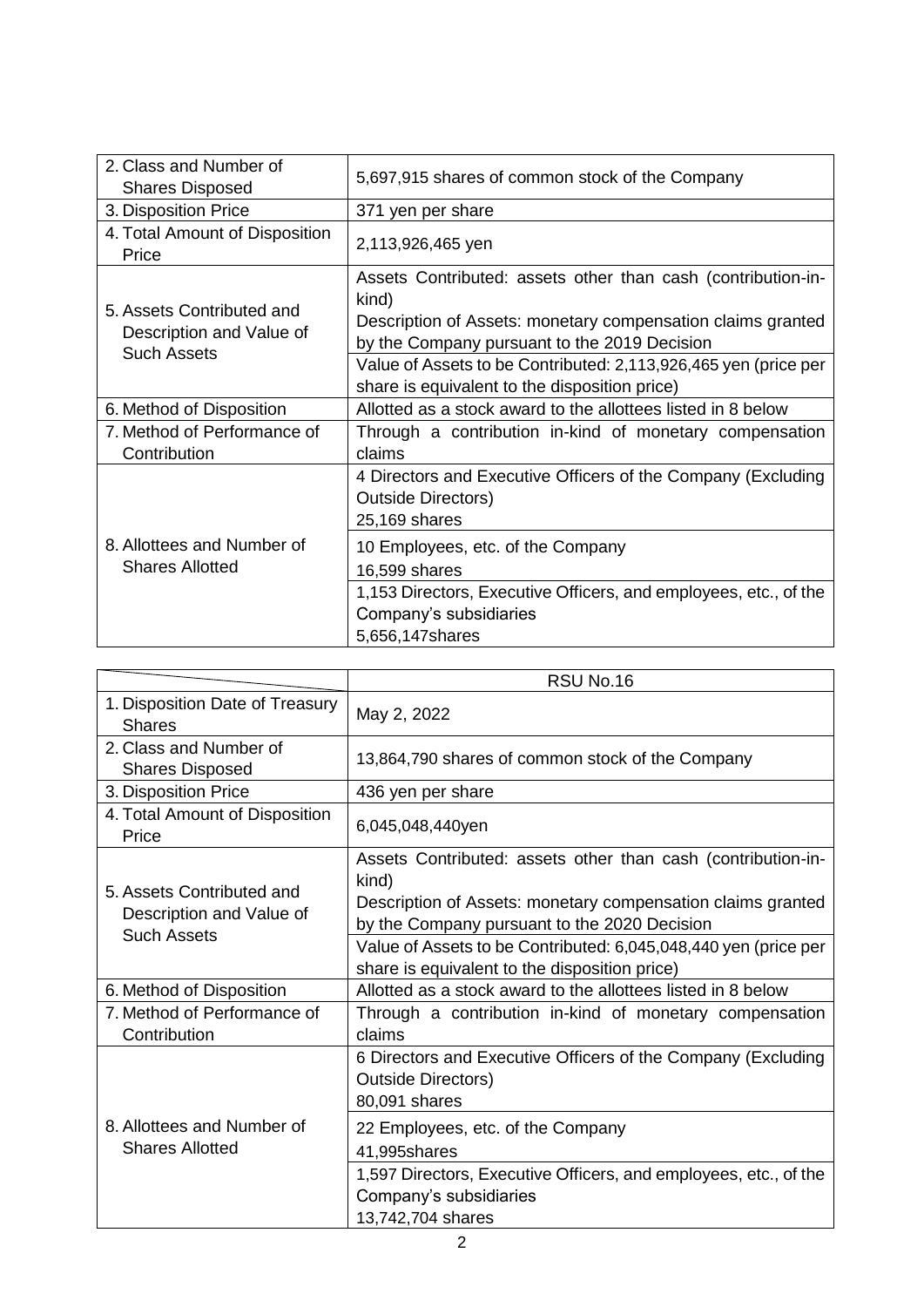| | |
|---|---|
| 2. Class and Number of Shares Disposed | 5,697,915 shares of common stock of the Company |
| 3. Disposition Price | 371 yen per share |
| 4. Total Amount of Disposition Price | 2,113,926,465 yen |
| 5. Assets Contributed and Description and Value of Such Assets | Assets Contributed: assets other than cash (contribution-in-kind)<br>Description of Assets: monetary compensation claims granted by the Company pursuant to the 2019 Decision |
| | Value of Assets to be Contributed: 2,113,926,465 yen (price per share is equivalent to the disposition price) |
| 6. Method of Disposition | Allotted as a stock award to the allottees listed in 8 below |
| 7. Method of Performance of Contribution | Through a contribution in-kind of monetary compensation claims |
| 8. Allottees and Number of Shares Allotted | 4 Directors and Executive Officers of the Company (Excluding Outside Directors)<br>25,169 shares |
| | 10 Employees, etc. of the Company<br>16,599 shares |
| | 1,153 Directors, Executive Officers, and employees, etc., of the Company's subsidiaries<br>5,656,147shares |

| | RSU No.16 |
|---|---|
| 1. Disposition Date of Treasury Shares | May 2, 2022 |
| 2. Class and Number of Shares Disposed | 13,864,790 shares of common stock of the Company |
| 3. Disposition Price | 436 yen per share |
| 4. Total Amount of Disposition Price | 6,045,048,440yen |
| 5. Assets Contributed and Description and Value of Such Assets | Assets Contributed: assets other than cash (contribution-in-kind)<br>Description of Assets: monetary compensation claims granted by the Company pursuant to the 2020 Decision |
| | Value of Assets to be Contributed: 6,045,048,440 yen (price per share is equivalent to the disposition price) |
| 6. Method of Disposition | Allotted as a stock award to the allottees listed in 8 below |
| 7. Method of Performance of Contribution | Through a contribution in-kind of monetary compensation claims |
| 8. Allottees and Number of Shares Allotted | 6 Directors and Executive Officers of the Company (Excluding Outside Directors)<br>80,091 shares |
| | 22 Employees, etc. of the Company<br>41,995shares |
| | 1,597 Directors, Executive Officers, and employees, etc., of the Company's subsidiaries<br>13,742,704 shares |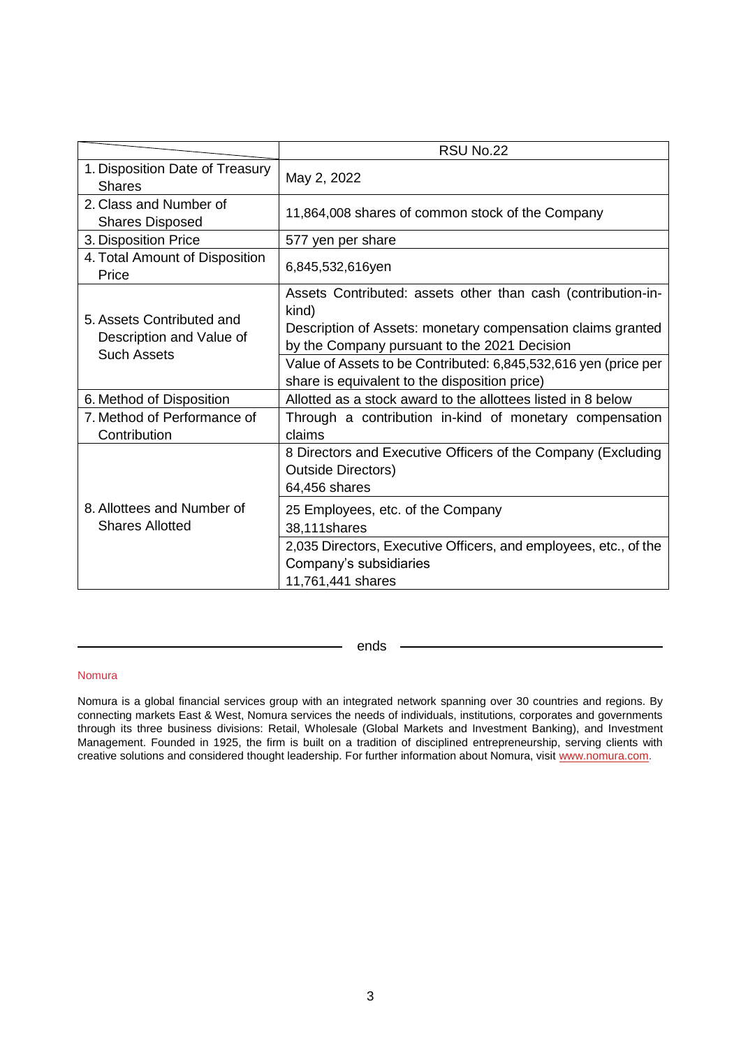| | RSU No.22 |
|---|---|
| 1. Disposition Date of Treasury Shares | May 2, 2022 |
| 2. Class and Number of Shares Disposed | 11,864,008 shares of common stock of the Company |
| 3. Disposition Price | 577 yen per share |
| 4. Total Amount of Disposition Price | 6,845,532,616yen |
| 5. Assets Contributed and Description and Value of Such Assets | Assets Contributed: assets other than cash (contribution-in-kind)<br>Description of Assets: monetary compensation claims granted by the Company pursuant to the 2021 Decision |
| | Value of Assets to be Contributed: 6,845,532,616 yen (price per share is equivalent to the disposition price) |
| 6. Method of Disposition | Allotted as a stock award to the allottees listed in 8 below |
| 7. Method of Performance of Contribution | Through a contribution in-kind of monetary compensation claims |
| 8. Allottees and Number of Shares Allotted | 8 Directors and Executive Officers of the Company (Excluding Outside Directors)<br>64,456 shares |
| | 25 Employees, etc. of the Company<br>38,111shares |
| | 2,035 Directors, Executive Officers, and employees, etc., of the Company's subsidiaries<br>11,761,441 shares |

ends

Nomura

Nomura is a global financial services group with an integrated network spanning over 30 countries and regions. By connecting markets East & West, Nomura services the needs of individuals, institutions, corporates and governments through its three business divisions: Retail, Wholesale (Global Markets and Investment Banking), and Investment Management. Founded in 1925, the firm is built on a tradition of disciplined entrepreneurship, serving clients with creative solutions and considered thought leadership. For further information about Nomura, visit www.nomura.com.